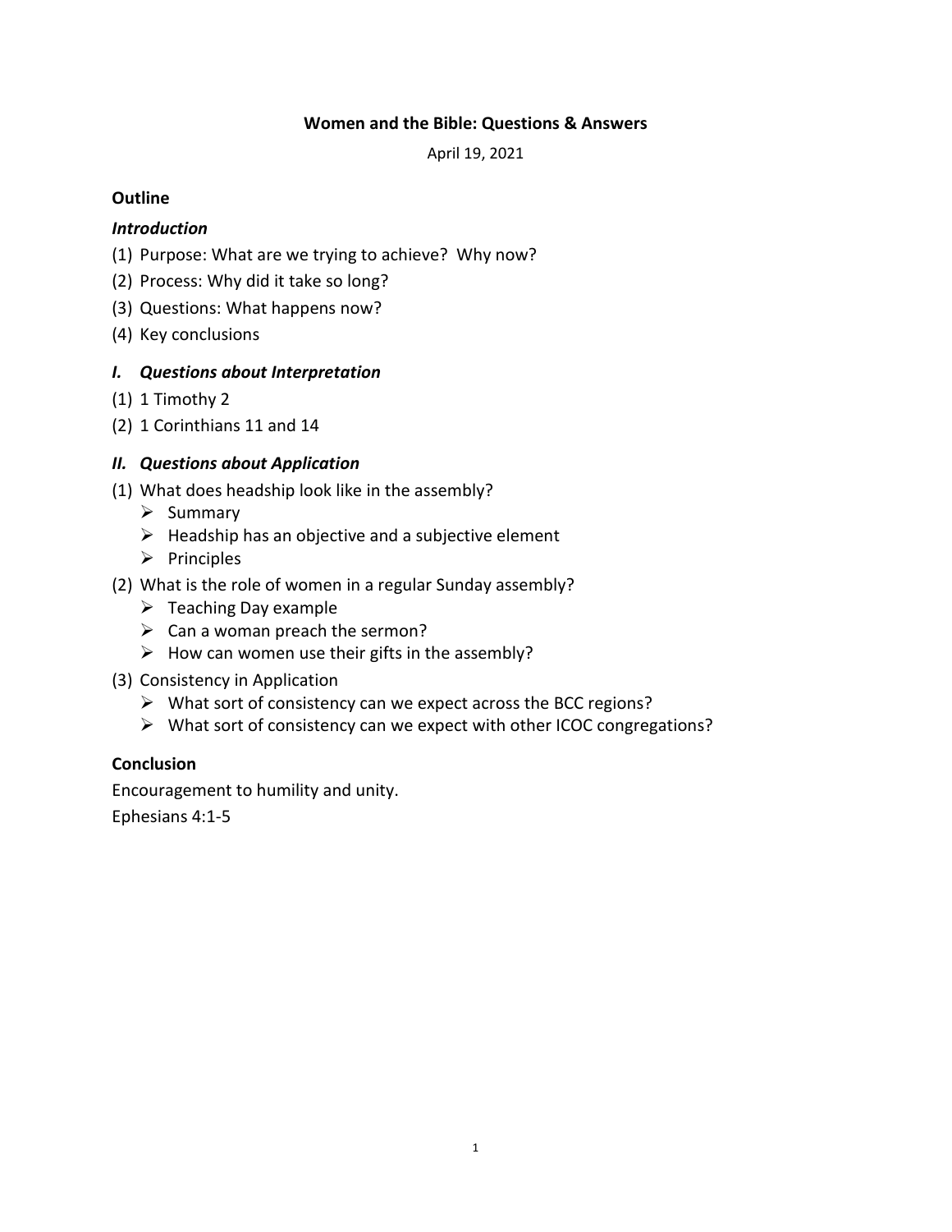# Women and the Bible: Questions & Answers

April 19, 2021

**Outline**

***Introduction***

(1) Purpose: What are we trying to achieve? Why now?
(2) Process: Why did it take so long?
(3) Questions: What happens now?
(4) Key conclusions

***I. Questions about Interpretation***

(1) 1 Timothy 2
(2) 1 Corinthians 11 and 14

***II. Questions about Application***

(1) What does headship look like in the assembly?
   - Summary
   - Headship has an objective and a subjective element
   - Principles
(2) What is the role of women in a regular Sunday assembly?
   - Teaching Day example
   - Can a woman preach the sermon?
   - How can women use their gifts in the assembly?
(3) Consistency in Application
   - What sort of consistency can we expect across the BCC regions?
   - What sort of consistency can we expect with other ICOC congregations?

**Conclusion**

Encouragement to humility and unity.

Ephesians 4:1-5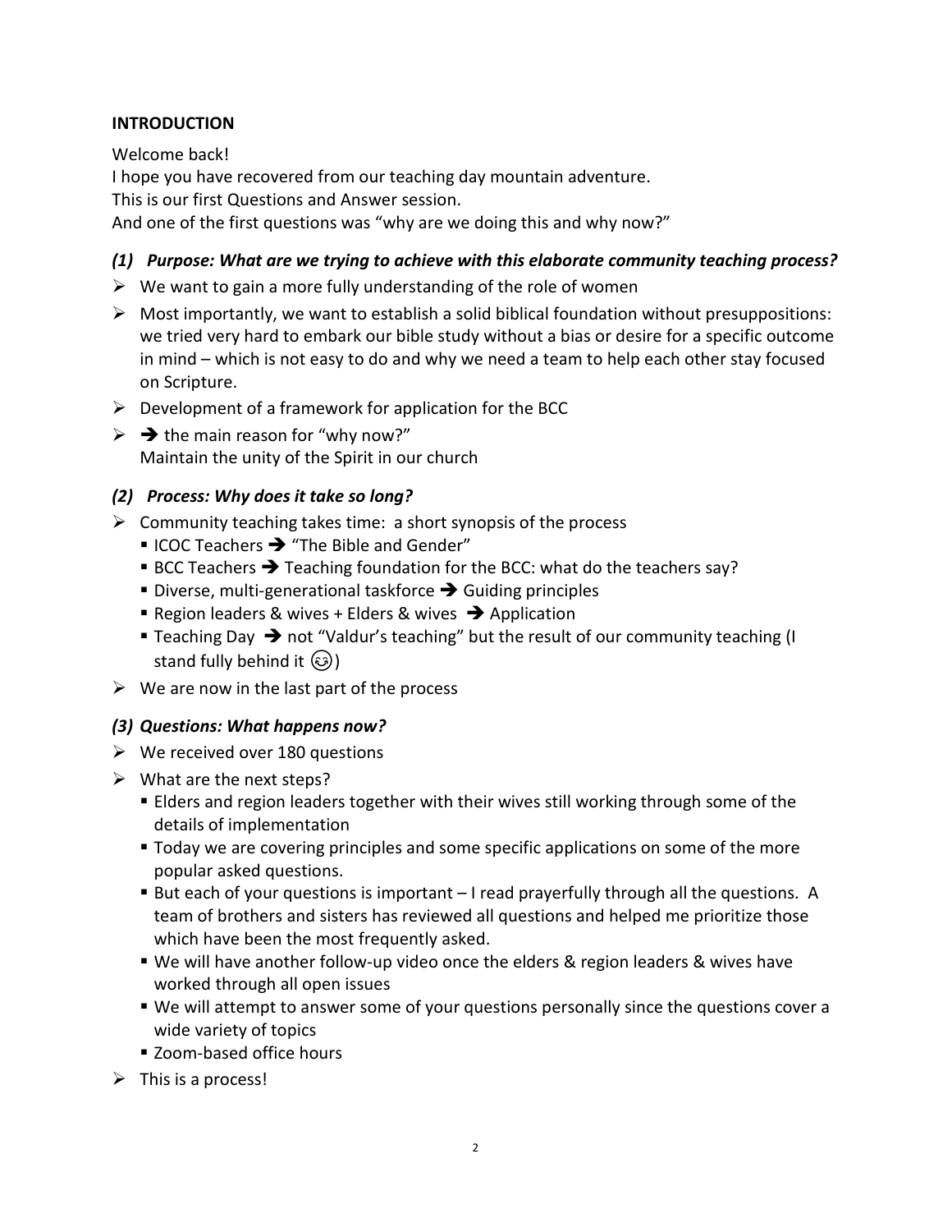**INTRODUCTION**

Welcome back!
I hope you have recovered from our teaching day mountain adventure.
This is our first Questions and Answer session.
And one of the first questions was "why are we doing this and why now?"

### *(1) Purpose: What are we trying to achieve with this elaborate community teaching process?*

- We want to gain a more fully understanding of the role of women
- Most importantly, we want to establish a solid biblical foundation without presuppositions: we tried very hard to embark our bible study without a bias or desire for a specific outcome in mind – which is not easy to do and why we need a team to help each other stay focused on Scripture.
- Development of a framework for application for the BCC
- ➔ the main reason for "why now?"
  Maintain the unity of the Spirit in our church

### *(2) Process: Why does it take so long?*

- Community teaching takes time: a short synopsis of the process
  - ICOC Teachers ➔ "The Bible and Gender"
  - BCC Teachers ➔ Teaching foundation for the BCC: what do the teachers say?
  - Diverse, multi-generational taskforce ➔ Guiding principles
  - Region leaders & wives + Elders & wives ➔ Application
  - Teaching Day ➔ not "Valdur's teaching" but the result of our community teaching (I stand fully behind it 😊)
- We are now in the last part of the process

### *(3) Questions: What happens now?*

- We received over 180 questions
- What are the next steps?
  - Elders and region leaders together with their wives still working through some of the details of implementation
  - Today we are covering principles and some specific applications on some of the more popular asked questions.
  - But each of your questions is important – I read prayerfully through all the questions. A team of brothers and sisters has reviewed all questions and helped me prioritize those which have been the most frequently asked.
  - We will have another follow-up video once the elders & region leaders & wives have worked through all open issues
  - We will attempt to answer some of your questions personally since the questions cover a wide variety of topics
  - Zoom-based office hours
- This is a process!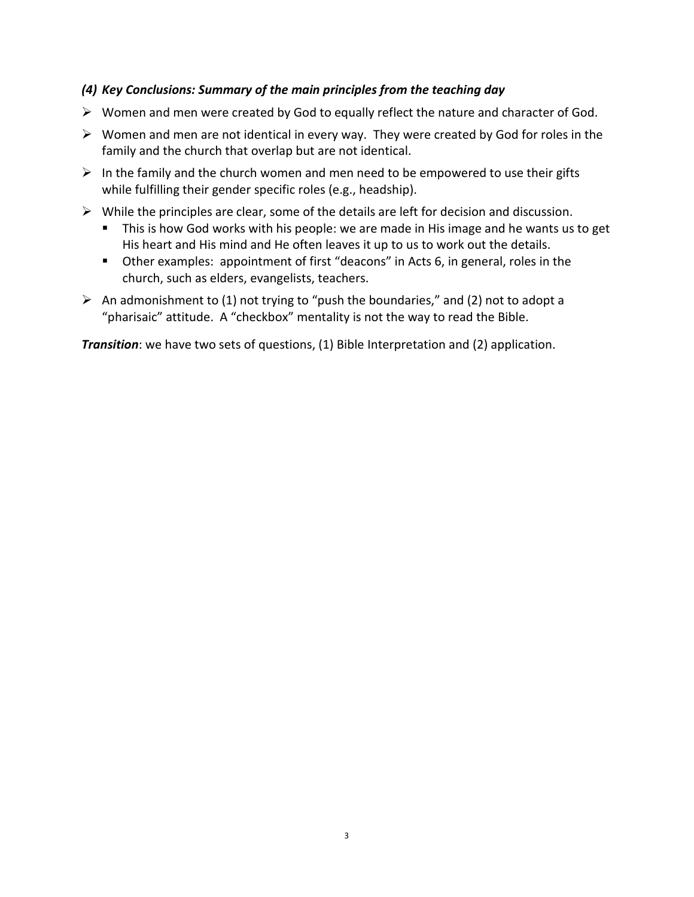### *(4) Key Conclusions: Summary of the main principles from the teaching day*

- Women and men were created by God to equally reflect the nature and character of God.
- Women and men are not identical in every way. They were created by God for roles in the family and the church that overlap but are not identical.
- In the family and the church women and men need to be empowered to use their gifts while fulfilling their gender specific roles (e.g., headship).
- While the principles are clear, some of the details are left for decision and discussion.
  - This is how God works with his people: we are made in His image and he wants us to get His heart and His mind and He often leaves it up to us to work out the details.
  - Other examples: appointment of first "deacons" in Acts 6, in general, roles in the church, such as elders, evangelists, teachers.
- An admonishment to (1) not trying to "push the boundaries," and (2) not to adopt a "pharisaic" attitude. A "checkbox" mentality is not the way to read the Bible.

***Transition***: we have two sets of questions, (1) Bible Interpretation and (2) application.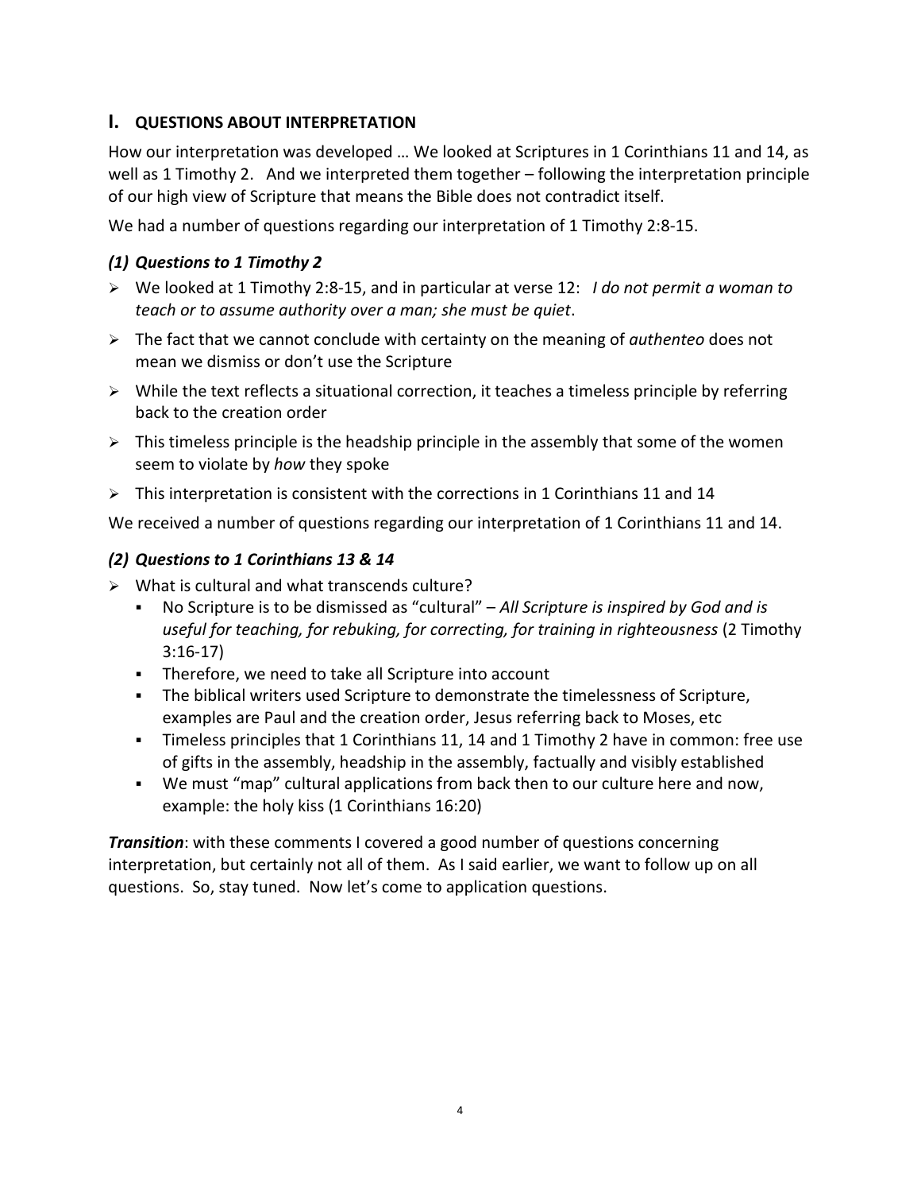## I. QUESTIONS ABOUT INTERPRETATION

How our interpretation was developed … We looked at Scriptures in 1 Corinthians 11 and 14, as well as 1 Timothy 2. And we interpreted them together – following the interpretation principle of our high view of Scripture that means the Bible does not contradict itself.

We had a number of questions regarding our interpretation of 1 Timothy 2:8-15.

### *(1) Questions to 1 Timothy 2*

- We looked at 1 Timothy 2:8-15, and in particular at verse 12: *I do not permit a woman to teach or to assume authority over a man; she must be quiet*.
- The fact that we cannot conclude with certainty on the meaning of *authenteo* does not mean we dismiss or don't use the Scripture
- While the text reflects a situational correction, it teaches a timeless principle by referring back to the creation order
- This timeless principle is the headship principle in the assembly that some of the women seem to violate by *how* they spoke
- This interpretation is consistent with the corrections in 1 Corinthians 11 and 14

We received a number of questions regarding our interpretation of 1 Corinthians 11 and 14.

### *(2) Questions to 1 Corinthians 13 & 14*

- What is cultural and what transcends culture?
  - No Scripture is to be dismissed as "cultural" – *All Scripture is inspired by God and is useful for teaching, for rebuking, for correcting, for training in righteousness* (2 Timothy 3:16-17)
  - Therefore, we need to take all Scripture into account
  - The biblical writers used Scripture to demonstrate the timelessness of Scripture, examples are Paul and the creation order, Jesus referring back to Moses, etc
  - Timeless principles that 1 Corinthians 11, 14 and 1 Timothy 2 have in common: free use of gifts in the assembly, headship in the assembly, factually and visibly established
  - We must "map" cultural applications from back then to our culture here and now, example: the holy kiss (1 Corinthians 16:20)

***Transition***: with these comments I covered a good number of questions concerning interpretation, but certainly not all of them. As I said earlier, we want to follow up on all questions. So, stay tuned. Now let's come to application questions.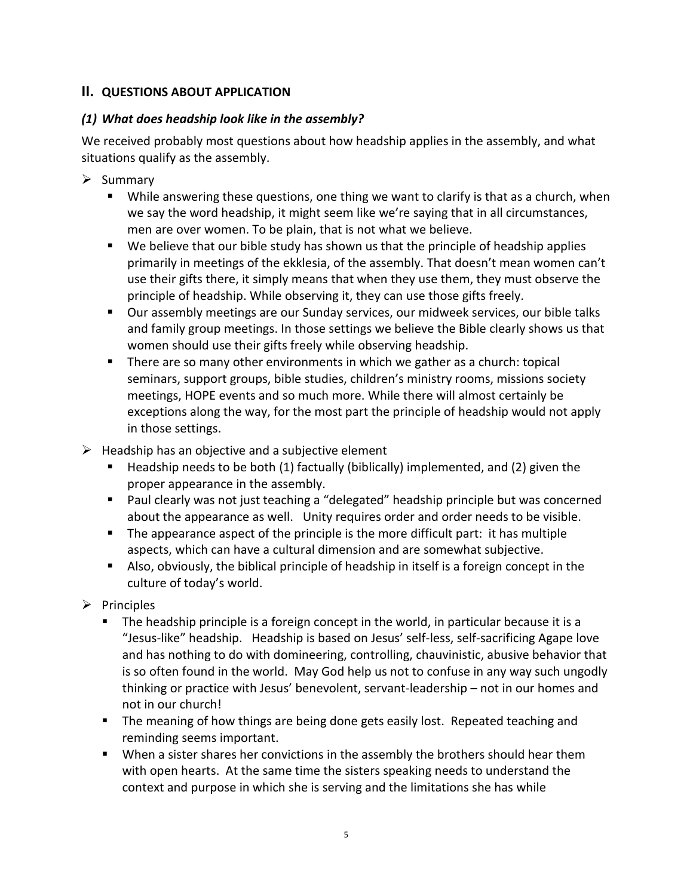## II. QUESTIONS ABOUT APPLICATION

### *(1) What does headship look like in the assembly?*

We received probably most questions about how headship applies in the assembly, and what situations qualify as the assembly.

- Summary
  - While answering these questions, one thing we want to clarify is that as a church, when we say the word headship, it might seem like we're saying that in all circumstances, men are over women. To be plain, that is not what we believe.
  - We believe that our bible study has shown us that the principle of headship applies primarily in meetings of the ekklesia, of the assembly. That doesn't mean women can't use their gifts there, it simply means that when they use them, they must observe the principle of headship. While observing it, they can use those gifts freely.
  - Our assembly meetings are our Sunday services, our midweek services, our bible talks and family group meetings. In those settings we believe the Bible clearly shows us that women should use their gifts freely while observing headship.
  - There are so many other environments in which we gather as a church: topical seminars, support groups, bible studies, children's ministry rooms, missions society meetings, HOPE events and so much more. While there will almost certainly be exceptions along the way, for the most part the principle of headship would not apply in those settings.
- Headship has an objective and a subjective element
  - Headship needs to be both (1) factually (biblically) implemented, and (2) given the proper appearance in the assembly.
  - Paul clearly was not just teaching a "delegated" headship principle but was concerned about the appearance as well. Unity requires order and order needs to be visible.
  - The appearance aspect of the principle is the more difficult part: it has multiple aspects, which can have a cultural dimension and are somewhat subjective.
  - Also, obviously, the biblical principle of headship in itself is a foreign concept in the culture of today's world.
- Principles
  - The headship principle is a foreign concept in the world, in particular because it is a "Jesus-like" headship. Headship is based on Jesus' self-less, self-sacrificing Agape love and has nothing to do with domineering, controlling, chauvinistic, abusive behavior that is so often found in the world. May God help us not to confuse in any way such ungodly thinking or practice with Jesus' benevolent, servant-leadership – not in our homes and not in our church!
  - The meaning of how things are being done gets easily lost. Repeated teaching and reminding seems important.
  - When a sister shares her convictions in the assembly the brothers should hear them with open hearts. At the same time the sisters speaking needs to understand the context and purpose in which she is serving and the limitations she has while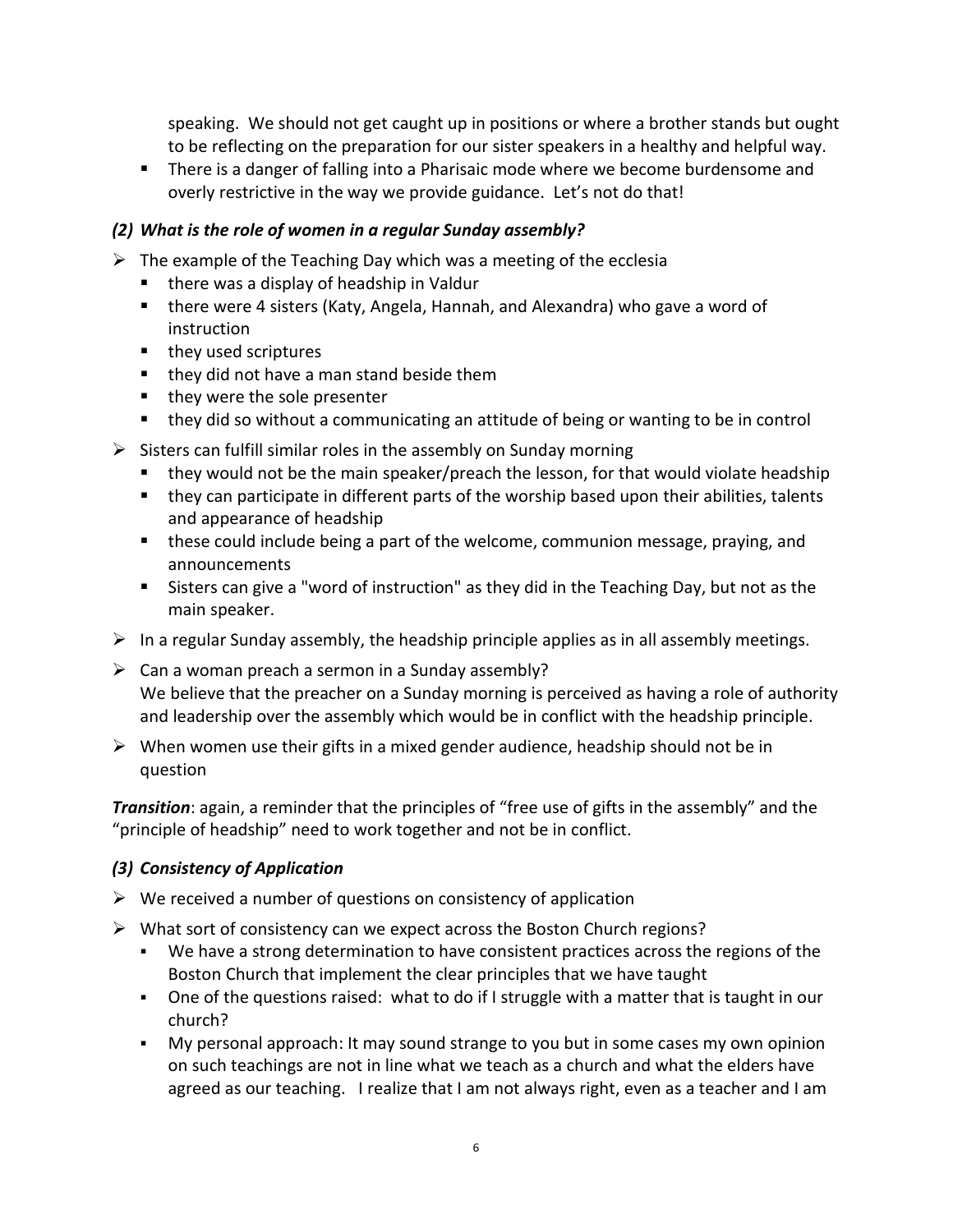speaking. We should not get caught up in positions or where a brother stands but ought to be reflecting on the preparation for our sister speakers in a healthy and helpful way.

- There is a danger of falling into a Pharisaic mode where we become burdensome and overly restrictive in the way we provide guidance. Let's not do that!

### *(2) What is the role of women in a regular Sunday assembly?*

- The example of the Teaching Day which was a meeting of the ecclesia
  - there was a display of headship in Valdur
  - there were 4 sisters (Katy, Angela, Hannah, and Alexandra) who gave a word of instruction
  - they used scriptures
  - they did not have a man stand beside them
  - they were the sole presenter
  - they did so without a communicating an attitude of being or wanting to be in control
- Sisters can fulfill similar roles in the assembly on Sunday morning
  - they would not be the main speaker/preach the lesson, for that would violate headship
  - they can participate in different parts of the worship based upon their abilities, talents and appearance of headship
  - these could include being a part of the welcome, communion message, praying, and announcements
  - Sisters can give a "word of instruction" as they did in the Teaching Day, but not as the main speaker.
- In a regular Sunday assembly, the headship principle applies as in all assembly meetings.
- Can a woman preach a sermon in a Sunday assembly?
  We believe that the preacher on a Sunday morning is perceived as having a role of authority and leadership over the assembly which would be in conflict with the headship principle.
- When women use their gifts in a mixed gender audience, headship should not be in question

***Transition***: again, a reminder that the principles of "free use of gifts in the assembly" and the "principle of headship" need to work together and not be in conflict.

### *(3) Consistency of Application*

- We received a number of questions on consistency of application
- What sort of consistency can we expect across the Boston Church regions?
  - We have a strong determination to have consistent practices across the regions of the Boston Church that implement the clear principles that we have taught
  - One of the questions raised: what to do if I struggle with a matter that is taught in our church?
  - My personal approach: It may sound strange to you but in some cases my own opinion on such teachings are not in line what we teach as a church and what the elders have agreed as our teaching. I realize that I am not always right, even as a teacher and I am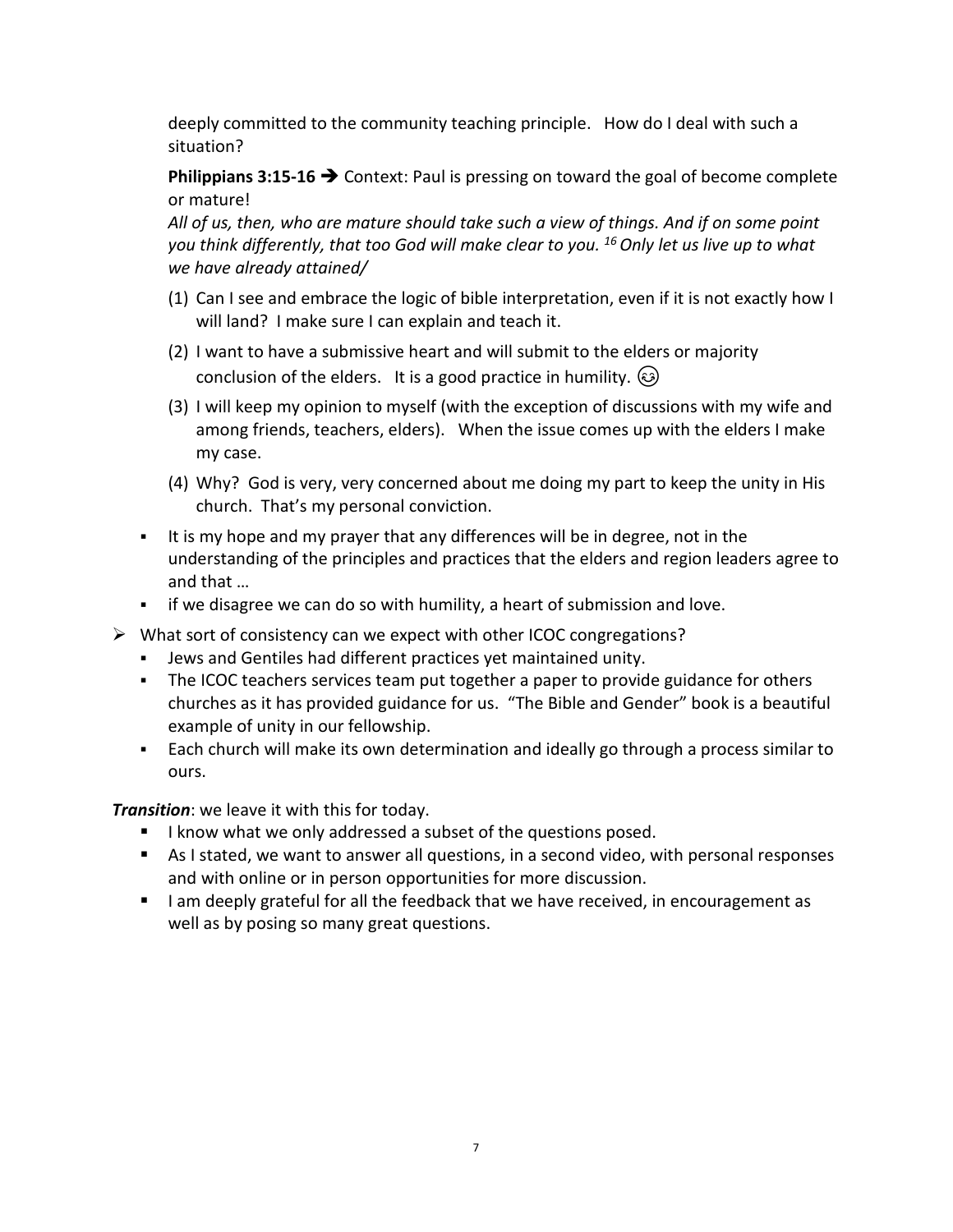deeply committed to the community teaching principle. How do I deal with such a situation?

**Philippians 3:15-16** ➔ Context: Paul is pressing on toward the goal of become complete or mature!
*All of us, then, who are mature should take such a view of things. And if on some point you think differently, that too God will make clear to you. 16 Only let us live up to what we have already attained/*

(1) Can I see and embrace the logic of bible interpretation, even if it is not exactly how I will land? I make sure I can explain and teach it.

(2) I want to have a submissive heart and will submit to the elders or majority conclusion of the elders. It is a good practice in humility. 😊

(3) I will keep my opinion to myself (with the exception of discussions with my wife and among friends, teachers, elders). When the issue comes up with the elders I make my case.

(4) Why? God is very, very concerned about me doing my part to keep the unity in His church. That's my personal conviction.

- It is my hope and my prayer that any differences will be in degree, not in the understanding of the principles and practices that the elders and region leaders agree to and that …
- if we disagree we can do so with humility, a heart of submission and love.

➢ What sort of consistency can we expect with other ICOC congregations?
  - Jews and Gentiles had different practices yet maintained unity.
  - The ICOC teachers services team put together a paper to provide guidance for others churches as it has provided guidance for us. "The Bible and Gender" book is a beautiful example of unity in our fellowship.
  - Each church will make its own determination and ideally go through a process similar to ours.

***Transition***: we leave it with this for today.
- I know what we only addressed a subset of the questions posed.
- As I stated, we want to answer all questions, in a second video, with personal responses and with online or in person opportunities for more discussion.
- I am deeply grateful for all the feedback that we have received, in encouragement as well as by posing so many great questions.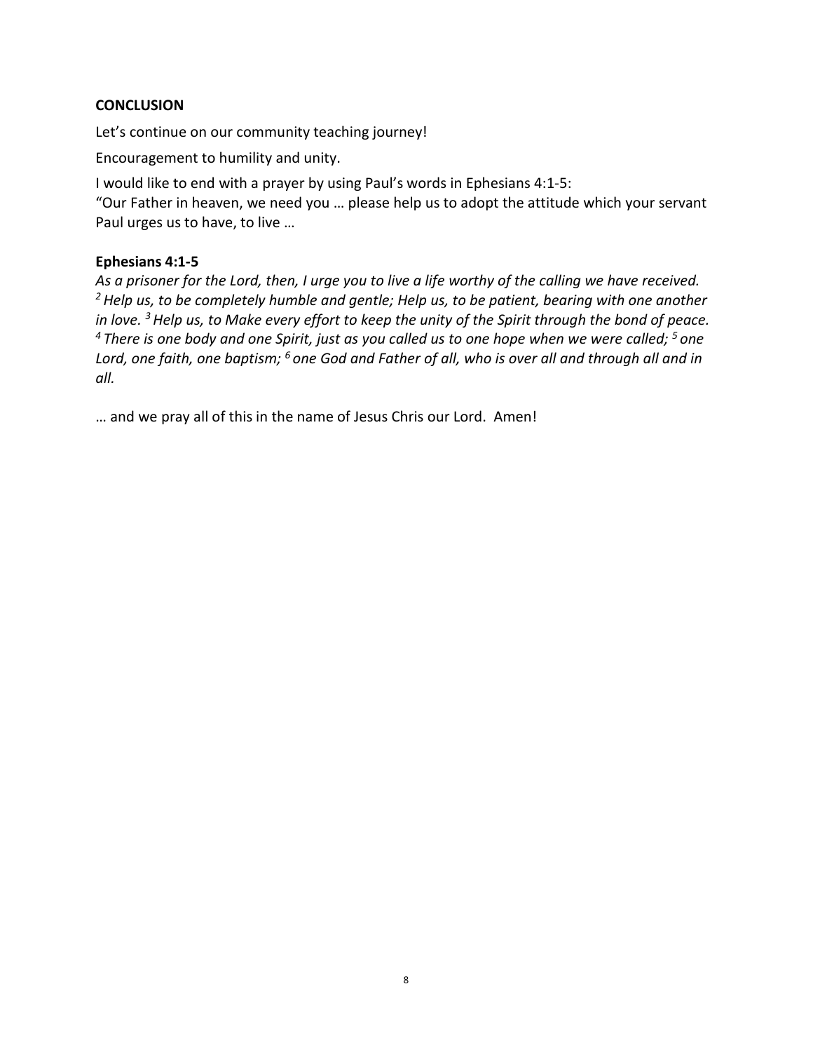**CONCLUSION**

Let's continue on our community teaching journey!

Encouragement to humility and unity.

I would like to end with a prayer by using Paul's words in Ephesians 4:1-5:
"Our Father in heaven, we need you … please help us to adopt the attitude which your servant Paul urges us to have, to live …

**Ephesians 4:1-5**

*As a prisoner for the Lord, then, I urge you to live a life worthy of the calling we have received. [2] Help us, to be completely humble and gentle; Help us, to be patient, bearing with one another in love. [3] Help us, to Make every effort to keep the unity of the Spirit through the bond of peace. [4] There is one body and one Spirit, just as you called us to one hope when we were called; [5] one Lord, one faith, one baptism; [6] one God and Father of all, who is over all and through all and in all.*

… and we pray all of this in the name of Jesus Chris our Lord. Amen!